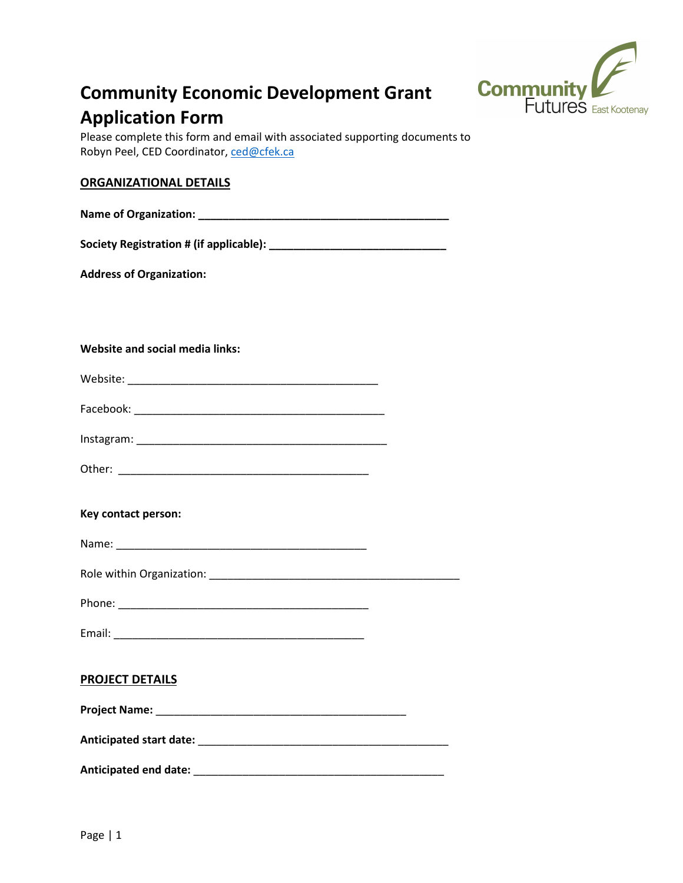# Community Economic Development Grant Application Form

Community Futures East Kootenay

Please complete this form and email with associated supporting documents to Robyn Peel, CED Coordinator, ced@cfek.ca

## ORGANIZATIONAL DETAILS

**Name of Organization: ________________________________________**

**Society Registration # (if applicable): ____________________________**

**Address of Organization:**

**Website and social media links:**

Website: ________________________________________

Facebook: ________________________________________

Instagram: ________________________________________

Other: ________________________________________

**Key contact person:**

Name: ________________________________________

Role within Organization: ________________________________________

Phone: ________________________________________

Email: ________________________________________

## PROJECT DETAILS

**Project Name:** ________________________________________

**Anticipated start date:** ________________________________________

**Anticipated end date:** ________________________________________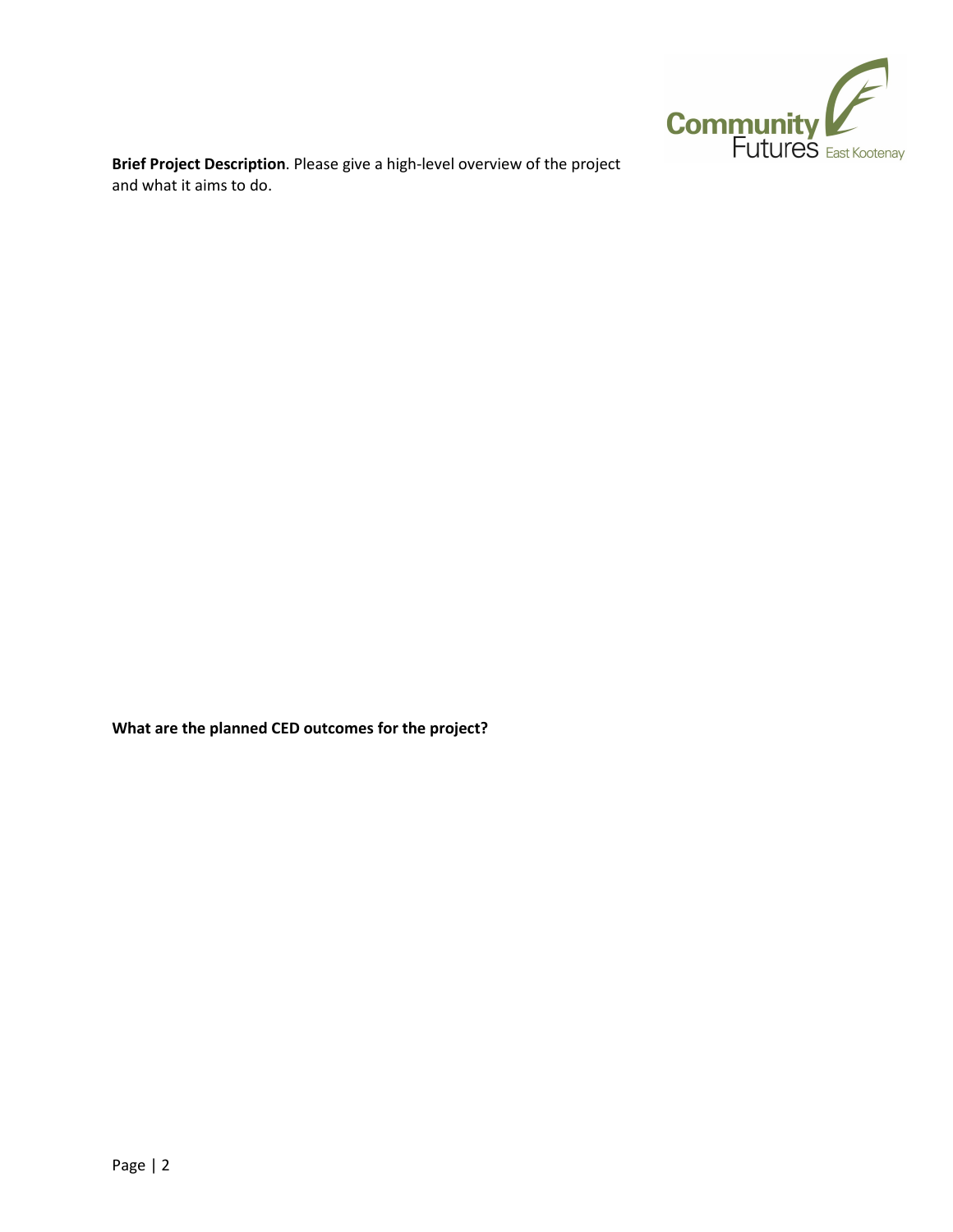**Brief Project Description**. Please give a high-level overview of the project and what it aims to do.

**What are the planned CED outcomes for the project?**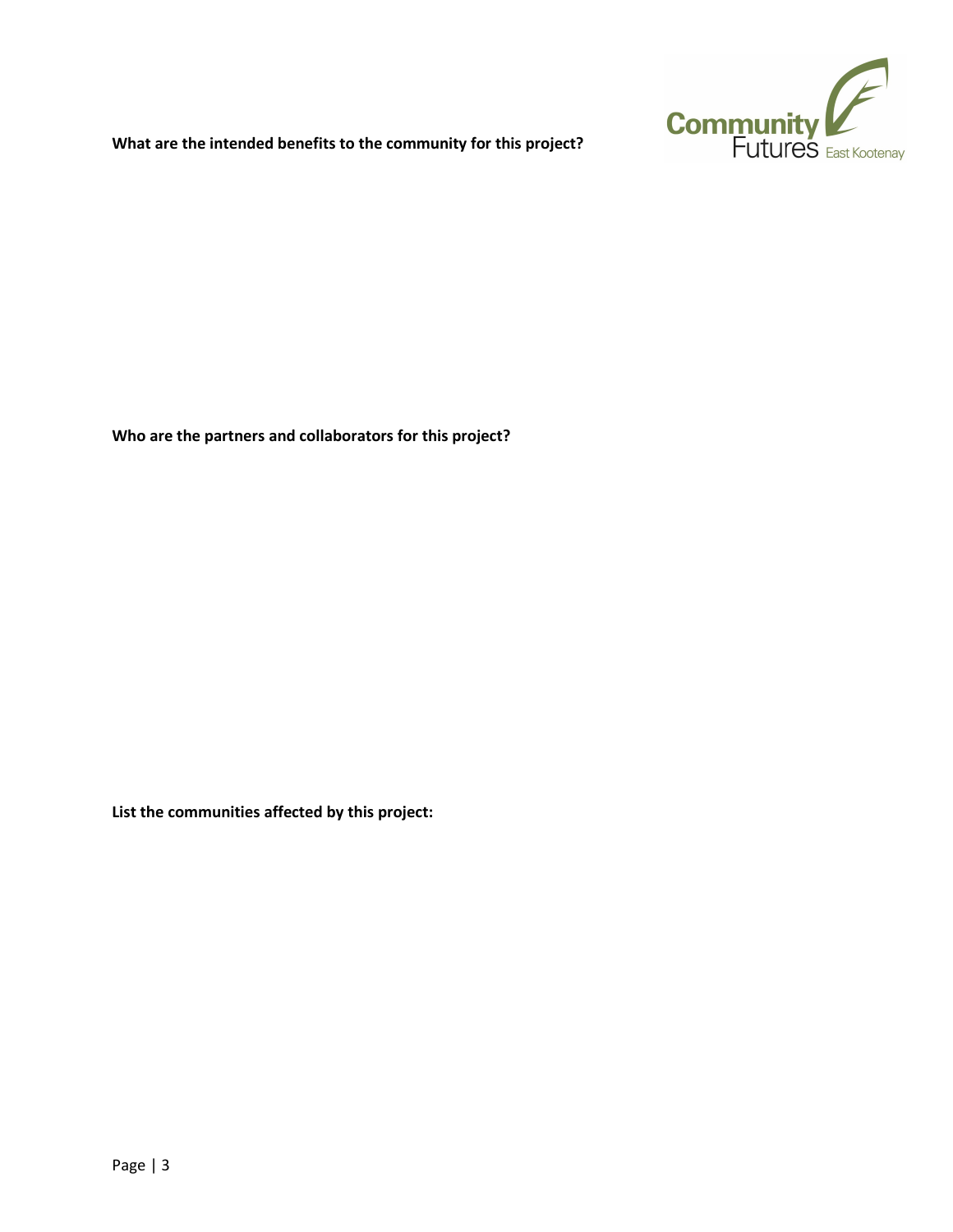**What are the intended benefits to the community for this project?**

**Who are the partners and collaborators for this project?**

**List the communities affected by this project:**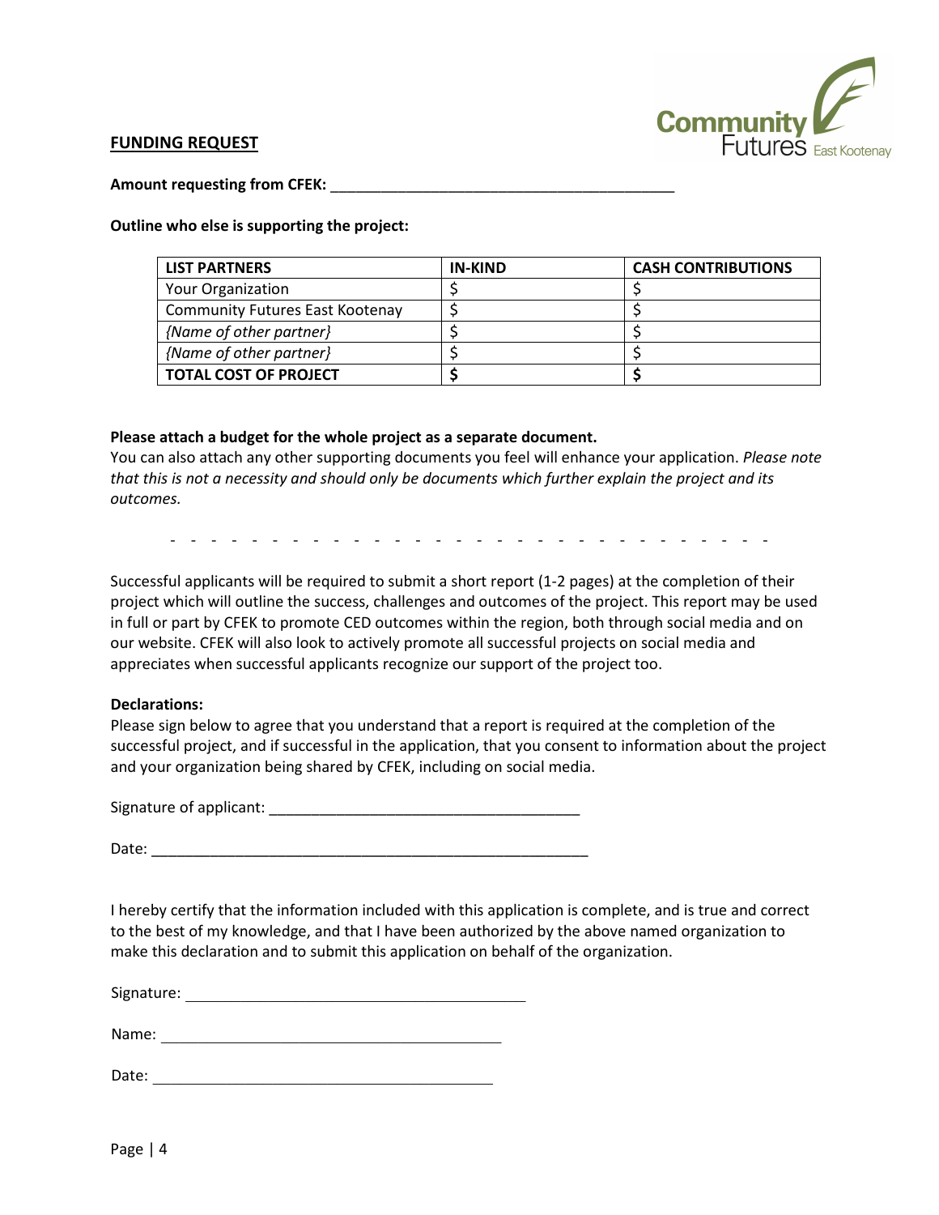## **FUNDING REQUEST**

**Amount requesting from CFEK:** ___________________________________________

**Outline who else is supporting the project:**

| LIST PARTNERS | IN-KIND | CASH CONTRIBUTIONS |
|---|---|---|
| Your Organization | $ | $ |
| Community Futures East Kootenay | $ | $ |
| *{Name of other partner}* | $ | $ |
| *{Name of other partner}* | $ | $ |
| **TOTAL COST OF PROJECT** | **$** | **$** |

**Please attach a budget for the whole project as a separate document.**
You can also attach any other supporting documents you feel will enhance your application. *Please note that this is not a necessity and should only be documents which further explain the project and its outcomes.*

- - - - - - - - - - - - - - - - - - - - - - - - - - - - - -

Successful applicants will be required to submit a short report (1-2 pages) at the completion of their project which will outline the success, challenges and outcomes of the project. This report may be used in full or part by CFEK to promote CED outcomes within the region, both through social media and on our website. CFEK will also look to actively promote all successful projects on social media and appreciates when successful applicants recognize our support of the project too.

**Declarations:**
Please sign below to agree that you understand that a report is required at the completion of the successful project, and if successful in the application, that you consent to information about the project and your organization being shared by CFEK, including on social media.

Signature of applicant: ______________________________________

Date: _____________________________________________________

I hereby certify that the information included with this application is complete, and is true and correct to the best of my knowledge, and that I have been authorized by the above named organization to make this declaration and to submit this application on behalf of the organization.

Signature: ________________________________________

Name: ________________________________________

Date: ________________________________________